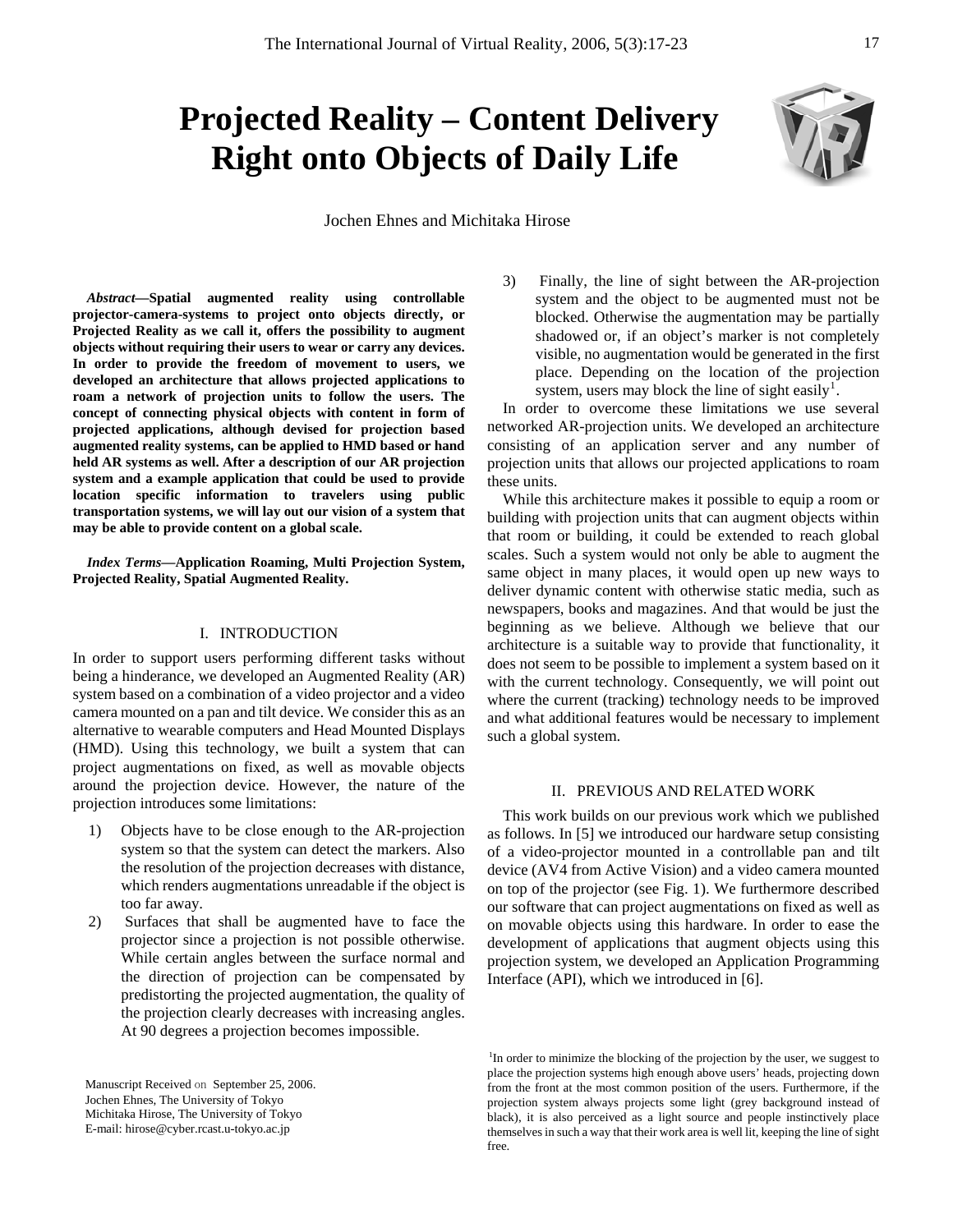# Projected Reality – Content Delivery Right onto Objects of Daily Life

Jochen Ehnes and Michitaka Hirose

***Abstract*—Spatial augmented reality using controllable projector-camera-systems to project onto objects directly, or Projected Reality as we call it, offers the possibility to augment objects without requiring their users to wear or carry any devices. In order to provide the freedom of movement to users, we developed an architecture that allows projected applications to roam a network of projection units to follow the users. The concept of connecting physical objects with content in form of projected applications, although devised for projection based augmented reality systems, can be applied to HMD based or hand held AR systems as well. After a description of our AR projection system and a example application that could be used to provide location specific information to travelers using public transportation systems, we will lay out our vision of a system that may be able to provide content on a global scale.**

***Index Terms*—Application Roaming, Multi Projection System, Projected Reality, Spatial Augmented Reality.**

## I. Introduction

In order to support users performing different tasks without being a hinderance, we developed an Augmented Reality (AR) system based on a combination of a video projector and a video camera mounted on a pan and tilt device. We consider this as an alternative to wearable computers and Head Mounted Displays (HMD). Using this technology, we built a system that can project augmentations on fixed, as well as movable objects around the projection device. However, the nature of the projection introduces some limitations:

1) Objects have to be close enough to the AR-projection system so that the system can detect the markers. Also the resolution of the projection decreases with distance, which renders augmentations unreadable if the object is too far away.
2) Surfaces that shall be augmented have to face the projector since a projection is not possible otherwise. While certain angles between the surface normal and the direction of projection can be compensated by predistorting the projected augmentation, the quality of the projection clearly decreases with increasing angles. At 90 degrees a projection becomes impossible.
3) Finally, the line of sight between the AR-projection system and the object to be augmented must not be blocked. Otherwise the augmentation may be partially shadowed or, if an object's marker is not completely visible, no augmentation would be generated in the first place. Depending on the location of the projection system, users may block the line of sight easily[1].

In order to overcome these limitations we use several networked AR-projection units. We developed an architecture consisting of an application server and any number of projection units that allows our projected applications to roam these units.

While this architecture makes it possible to equip a room or building with projection units that can augment objects within that room or building, it could be extended to reach global scales. Such a system would not only be able to augment the same object in many places, it would open up new ways to deliver dynamic content with otherwise static media, such as newspapers, books and magazines. And that would be just the beginning as we believe. Although we believe that our architecture is a suitable way to provide that functionality, it does not seem to be possible to implement a system based on it with the current technology. Consequently, we will point out where the current (tracking) technology needs to be improved and what additional features would be necessary to implement such a global system.

## II. Previous and Related Work

This work builds on our previous work which we published as follows. In [5] we introduced our hardware setup consisting of a video-projector mounted in a controllable pan and tilt device (AV4 from Active Vision) and a video camera mounted on top of the projector (see Fig. 1). We furthermore described our software that can project augmentations on fixed as well as on movable objects using this hardware. In order to ease the development of applications that augment objects using this projection system, we developed an Application Programming Interface (API), which we introduced in [6].

[1]In order to minimize the blocking of the projection by the user, we suggest to place the projection systems high enough above users' heads, projecting down from the front at the most common position of the users. Furthermore, if the projection system always projects some light (grey background instead of black), it is also perceived as a light source and people instinctively place themselves in such a way that their work area is well lit, keeping the line of sight free.

Manuscript Received on September 25, 2006.
Jochen Ehnes, The University of Tokyo
Michitaka Hirose, The University of Tokyo
E-mail: hirose@cyber.rcast.u-tokyo.ac.jp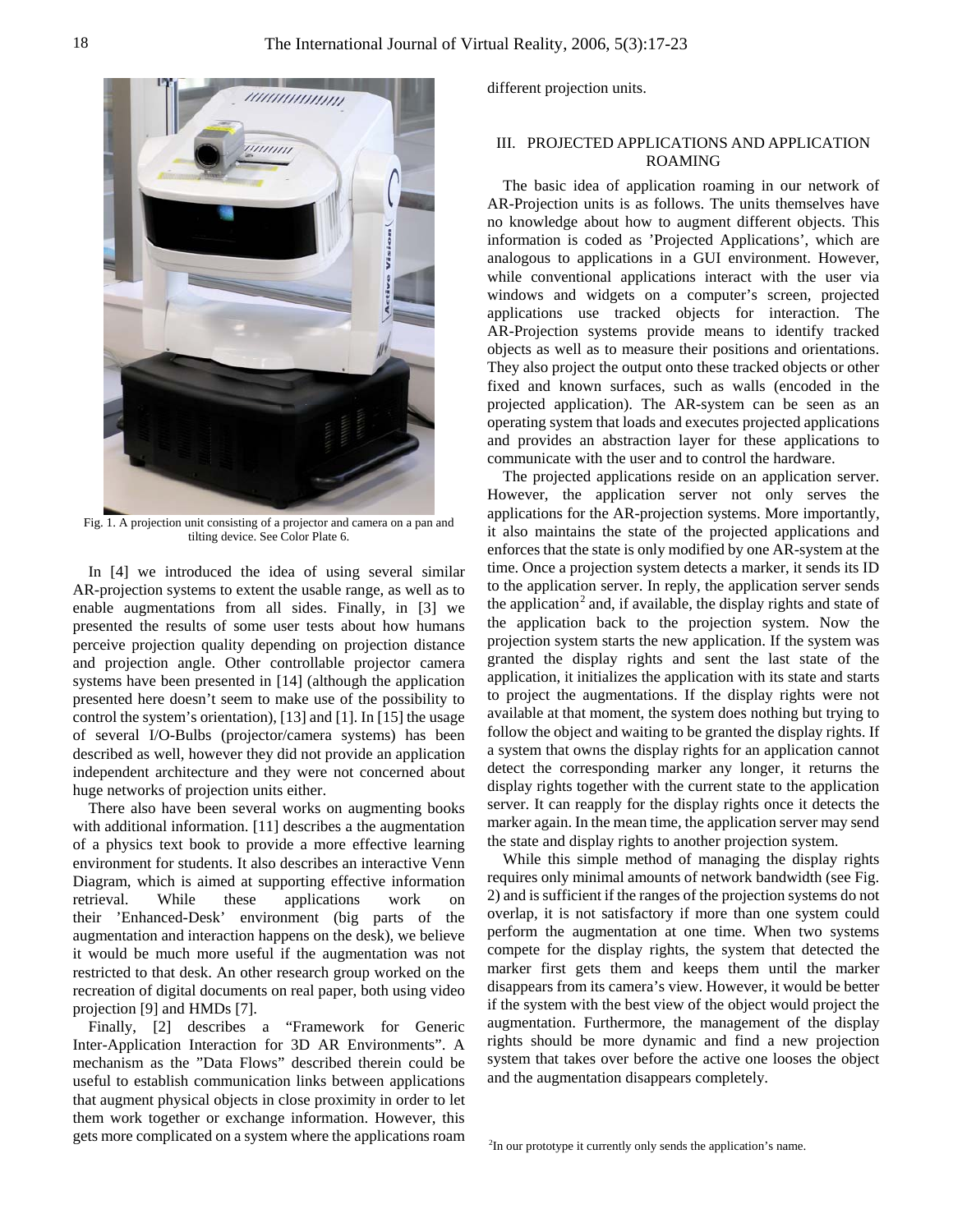Fig. 1. A projection unit consisting of a projector and camera on a pan and tilting device. See Color Plate 6.

In [4] we introduced the idea of using several similar AR-projection systems to extent the usable range, as well as to enable augmentations from all sides. Finally, in [3] we presented the results of some user tests about how humans perceive projection quality depending on projection distance and projection angle. Other controllable projector camera systems have been presented in [14] (although the application presented here doesn't seem to make use of the possibility to control the system's orientation), [13] and [1]. In [15] the usage of several I/O-Bulbs (projector/camera systems) has been described as well, however they did not provide an application independent architecture and they were not concerned about huge networks of projection units either.

There also have been several works on augmenting books with additional information. [11] describes a the augmentation of a physics text book to provide a more effective learning environment for students. It also describes an interactive Venn Diagram, which is aimed at supporting effective information retrieval. While these applications work on their 'Enhanced-Desk' environment (big parts of the augmentation and interaction happens on the desk), we believe it would be much more useful if the augmentation was not restricted to that desk. An other research group worked on the recreation of digital documents on real paper, both using video projection [9] and HMDs [7].

Finally, [2] describes a "Framework for Generic Inter-Application Interaction for 3D AR Environments". A mechanism as the "Data Flows" described therein could be useful to establish communication links between applications that augment physical objects in close proximity in order to let them work together or exchange information. However, this gets more complicated on a system where the applications roam different projection units.

## III. Projected Applications and Application Roaming

The basic idea of application roaming in our network of AR-Projection units is as follows. The units themselves have no knowledge about how to augment different objects. This information is coded as 'Projected Applications', which are analogous to applications in a GUI environment. However, while conventional applications interact with the user via windows and widgets on a computer's screen, projected applications use tracked objects for interaction. The AR-Projection systems provide means to identify tracked objects as well as to measure their positions and orientations. They also project the output onto these tracked objects or other fixed and known surfaces, such as walls (encoded in the projected application). The AR-system can be seen as an operating system that loads and executes projected applications and provides an abstraction layer for these applications to communicate with the user and to control the hardware.

The projected applications reside on an application server. However, the application server not only serves the applications for the AR-projection systems. More importantly, it also maintains the state of the projected applications and enforces that the state is only modified by one AR-system at the time. Once a projection system detects a marker, it sends its ID to the application server. In reply, the application server sends the application[2] and, if available, the display rights and state of the application back to the projection system. Now the projection system starts the new application. If the system was granted the display rights and sent the last state of the application, it initializes the application with its state and starts to project the augmentations. If the display rights were not available at that moment, the system does nothing but trying to follow the object and waiting to be granted the display rights. If a system that owns the display rights for an application cannot detect the corresponding marker any longer, it returns the display rights together with the current state to the application server. It can reapply for the display rights once it detects the marker again. In the mean time, the application server may send the state and display rights to another projection system.

While this simple method of managing the display rights requires only minimal amounts of network bandwidth (see Fig. 2) and is sufficient if the ranges of the projection systems do not overlap, it is not satisfactory if more than one system could perform the augmentation at one time. When two systems compete for the display rights, the system that detected the marker first gets them and keeps them until the marker disappears from its camera's view. However, it would be better if the system with the best view of the object would project the augmentation. Furthermore, the management of the display rights should be more dynamic and find a new projection system that takes over before the active one looses the object and the augmentation disappears completely.

[2] In our prototype it currently only sends the application's name.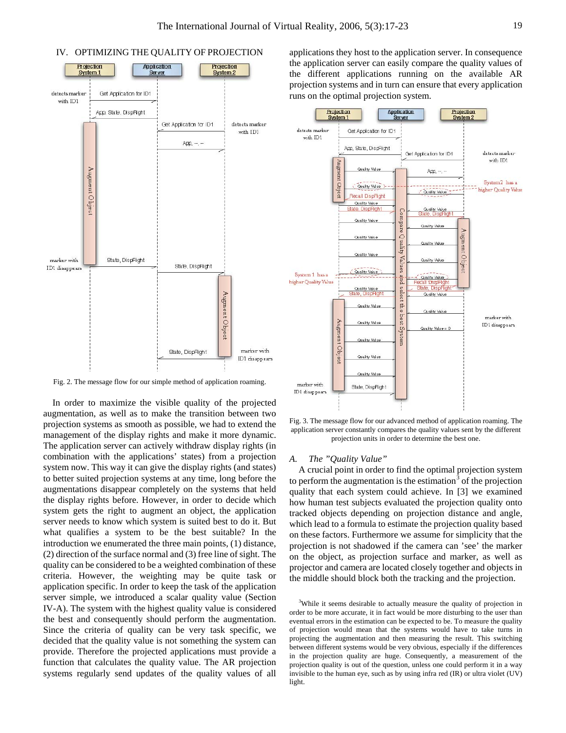## IV. OPTIMIZING THE QUALITY OF PROJECTION

Projection System 1
Application Server
Projection System 2
detects marker with ID1
Get Application for ID1
App, State, DispRight
Get Application for ID1
detects marker with ID1
App, --, --
Augment Object
marker with ID1 disappears
State, DispRight
State, DispRight
Augment Object
State, DispRight
marker with ID1 disappears

Fig. 2. The message flow for our simple method of application roaming.

In order to maximize the visible quality of the projected augmentation, as well as to make the transition between two projection systems as smooth as possible, we had to extend the management of the display rights and make it more dynamic. The application server can actively withdraw display rights (in combination with the applications' states) from a projection system now. This way it can give the display rights (and states) to better suited projection systems at any time, long before the augmentations disappear completely on the systems that held the display rights before. However, in order to decide which system gets the right to augment an object, the application server needs to know which system is suited best to do it. But what qualifies a system to be the best suitable? In the introduction we enumerated the three main points, (1) distance, (2) direction of the surface normal and (3) free line of sight. The quality can be considered to be a weighted combination of these criteria. However, the weighting may be quite task or application specific. In order to keep the task of the application server simple, we introduced a scalar quality value (Section IV-A). The system with the highest quality value is considered the best and consequently should perform the augmentation. Since the criteria of quality can be very task specific, we decided that the quality value is not something the system can provide. Therefore the projected applications must provide a function that calculates the quality value. The AR projection systems regularly send updates of the quality values of all applications they host to the application server. In consequence the application server can easily compare the quality values of the different applications running on the available AR projection systems and in turn can ensure that every application runs on the optimal projection system.

Projection System 1
Application Server
Projection System 2
detects marker with ID1
Get Application for ID1
App, State, DispRight
Get Application for ID1
detects marker with ID1
Augment Object
Quality Value
App, --, --
System2 has a higher Quality Value
Quality Value
Quality Value
Recall DispRight
Quality Value
Quality Value
State, DispRight
State, DispRight
Compare Quality Values and select the best System
Quality Value
Quality Value
Quality Value
Quality Value
Quality Value
Quality Value
Augment Object
System 1 has a higher Quality Value
Quality Value
Quality Value
Recall DispRight
Quality Value
State, DispRight
State, DispRight
Quality Value
Quality Value
Quality Value
Quality Value
marker with ID1 disappears
Quality Value
Quality Value = 0
Augment Object
Quality Value
Quality Value
Quality Value
marker with ID1 disappears
State, DispRight

Fig. 3. The message flow for our advanced method of application roaming. The application server constantly compares the quality values sent by the different projection units in order to determine the best one.

### A. The "Quality Value"

A crucial point in order to find the optimal projection system to perform the augmentation is the estimation[3] of the projection quality that each system could achieve. In [3] we examined how human test subjects evaluated the projection quality onto tracked objects depending on projection distance and angle, which lead to a formula to estimate the projection quality based on these factors. Furthermore we assume for simplicity that the projection is not shadowed if the camera can 'see' the marker on the object, as projection surface and marker, as well as projector and camera are located closely together and objects in the middle should block both the tracking and the projection.

[3]While it seems desirable to actually measure the quality of projection in order to be more accurate, it in fact would be more disturbing to the user than eventual errors in the estimation can be expected to be. To measure the quality of projection would mean that the systems would have to take turns in projecting the augmentation and then measuring the result. This switching between different systems would be very obvious, especially if the differences in the projection quality are huge. Consequently, a measurement of the projection quality is out of the question, unless one could perform it in a way invisible to the human eye, such as by using infra red (IR) or ultra violet (UV) light.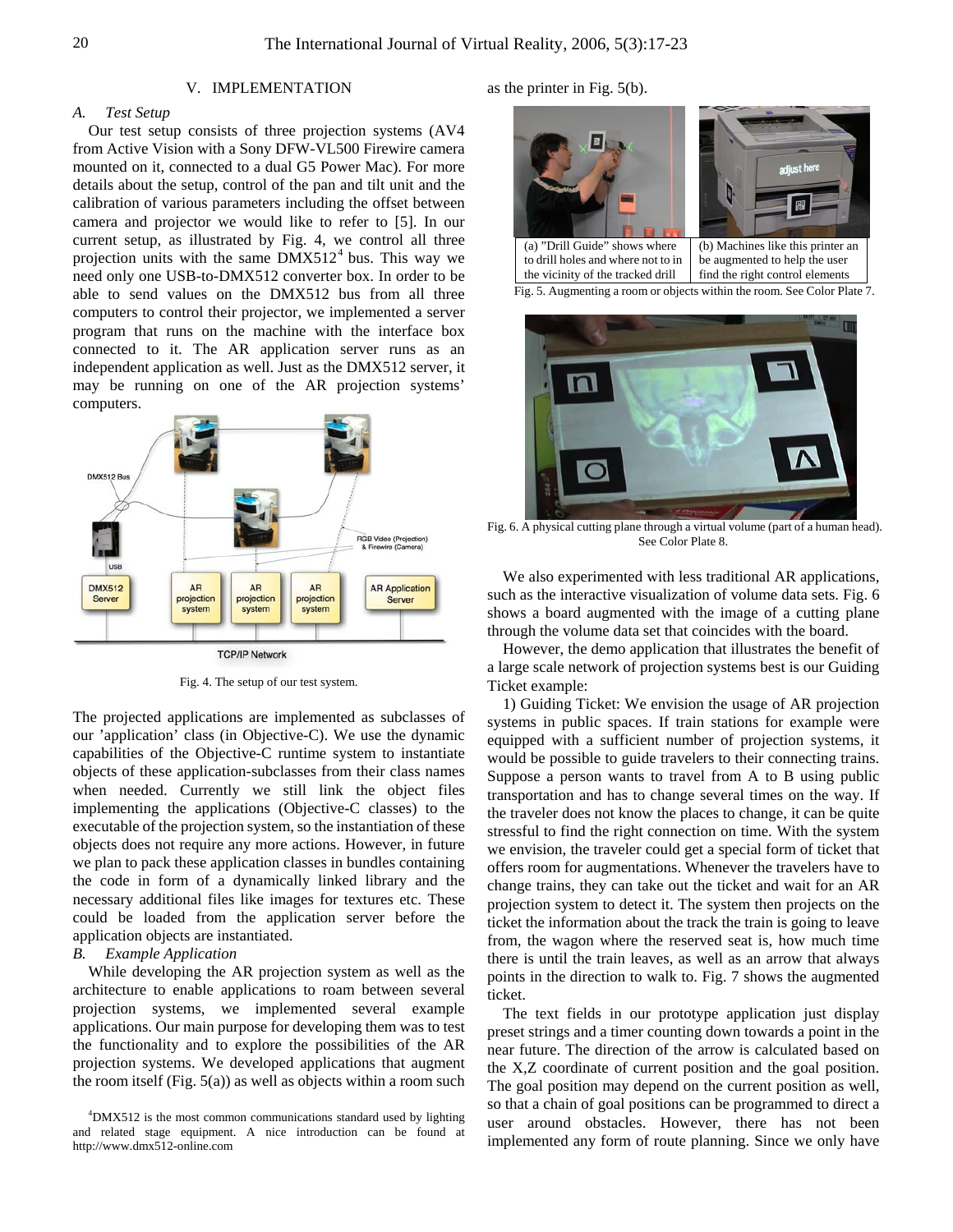## V. IMPLEMENTATION

### A. Test Setup

Our test setup consists of three projection systems (AV4 from Active Vision with a Sony DFW-VL500 Firewire camera mounted on it, connected to a dual G5 Power Mac). For more details about the setup, control of the pan and tilt unit and the calibration of various parameters including the offset between camera and projector we would like to refer to [5]. In our current setup, as illustrated by Fig. 4, we control all three projection units with the same DMX512[4] bus. This way we need only one USB-to-DMX512 converter box. In order to be able to send values on the DMX512 bus from all three computers to control their projector, we implemented a server program that runs on the machine with the interface box connected to it. The AR application server runs as an independent application as well. Just as the DMX512 server, it may be running on one of the AR projection systems' computers.

DMX512 Bus
USB
DMX512 Server
AR projection system
AR projection system
AR projection system
AR Application Server
RGB Video (Projection) & Firewire (Camera)
TCP/IP Network

Fig. 4. The setup of our test system.

The projected applications are implemented as subclasses of our 'application' class (in Objective-C). We use the dynamic capabilities of the Objective-C runtime system to instantiate objects of these application-subclasses from their class names when needed. Currently we still link the object files implementing the applications (Objective-C classes) to the executable of the projection system, so the instantiation of these objects does not require any more actions. However, in future we plan to pack these application classes in bundles containing the code in form of a dynamically linked library and the necessary additional files like images for textures etc. These could be loaded from the application server before the application objects are instantiated.

### B. Example Application

While developing the AR projection system as well as the architecture to enable applications to roam between several projection systems, we implemented several example applications. Our main purpose for developing them was to test the functionality and to explore the possibilities of the AR projection systems. We developed applications that augment the room itself (Fig. 5(a)) as well as objects within a room such as the printer in Fig. 5(b).

(a) "Drill Guide" shows where to drill holes and where not to in the vicinity of the tracked drill

(b) Machines like this printer an be augmented to help the user find the right control elements

Fig. 5. Augmenting a room or objects within the room. See Color Plate 7.

Fig. 6. A physical cutting plane through a virtual volume (part of a human head). See Color Plate 8.

We also experimented with less traditional AR applications, such as the interactive visualization of volume data sets. Fig. 6 shows a board augmented with the image of a cutting plane through the volume data set that coincides with the board.

However, the demo application that illustrates the benefit of a large scale network of projection systems best is our Guiding Ticket example:

1) Guiding Ticket: We envision the usage of AR projection systems in public spaces. If train stations for example were equipped with a sufficient number of projection systems, it would be possible to guide travelers to their connecting trains. Suppose a person wants to travel from A to B using public transportation and has to change several times on the way. If the traveler does not know the places to change, it can be quite stressful to find the right connection on time. With the system we envision, the traveler could get a special form of ticket that offers room for augmentations. Whenever the travelers have to change trains, they can take out the ticket and wait for an AR projection system to detect it. The system then projects on the ticket the information about the track the train is going to leave from, the wagon where the reserved seat is, how much time there is until the train leaves, as well as an arrow that always points in the direction to walk to. Fig. 7 shows the augmented ticket.

The text fields in our prototype application just display preset strings and a timer counting down towards a point in the near future. The direction of the arrow is calculated based on the X,Z coordinate of current position and the goal position. The goal position may depend on the current position as well, so that a chain of goal positions can be programmed to direct a user around obstacles. However, there has not been implemented any form of route planning. Since we only have

[4] DMX512 is the most common communications standard used by lighting and related stage equipment. A nice introduction can be found at http://www.dmx512-online.com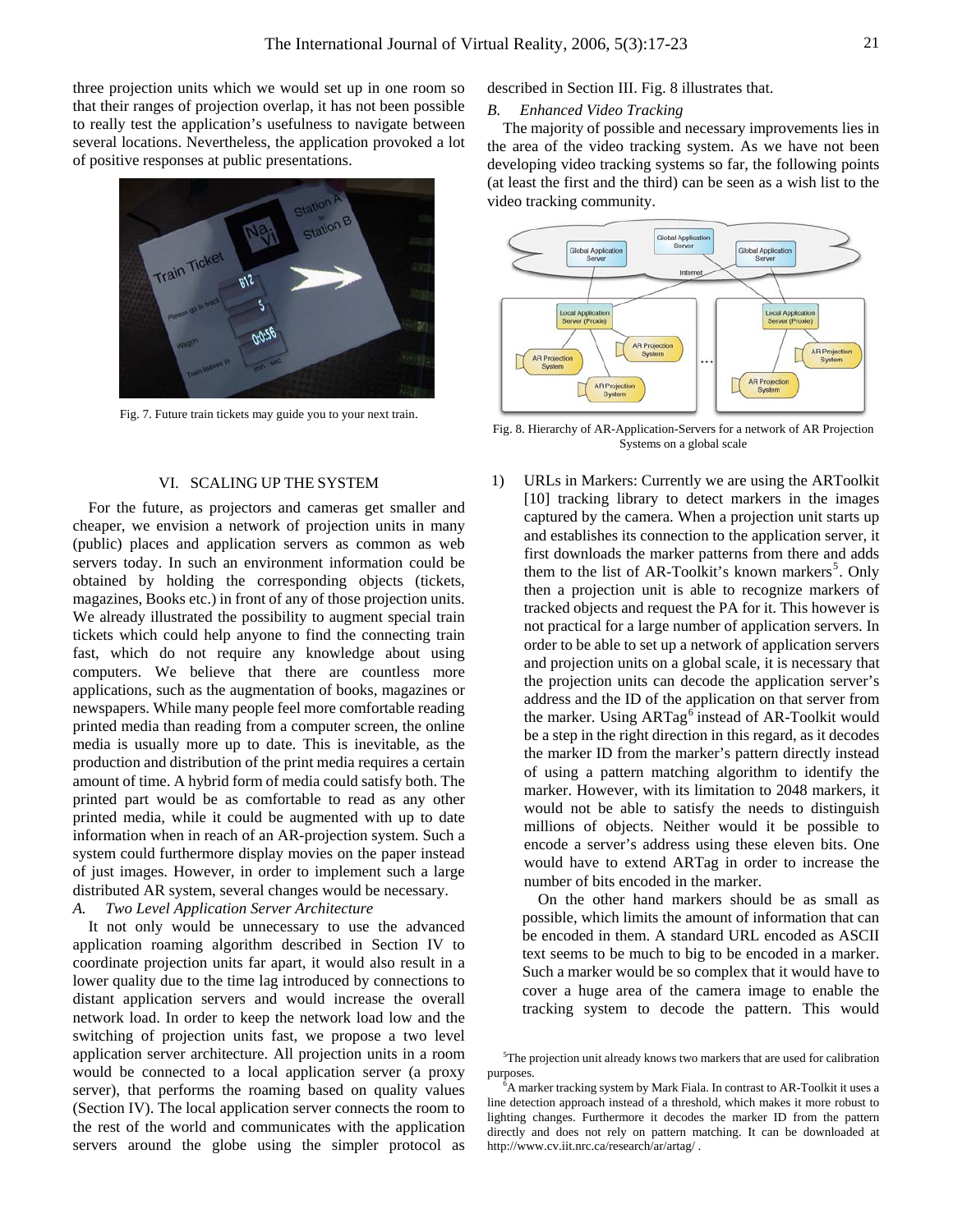three projection units which we would set up in one room so that their ranges of projection overlap, it has not been possible to really test the application's usefulness to navigate between several locations. Nevertheless, the application provoked a lot of positive responses at public presentations.

Fig. 7. Future train tickets may guide you to your next train.

## VI. Scaling up the System

For the future, as projectors and cameras get smaller and cheaper, we envision a network of projection units in many (public) places and application servers as common as web servers today. In such an environment information could be obtained by holding the corresponding objects (tickets, magazines, Books etc.) in front of any of those projection units. We already illustrated the possibility to augment special train tickets which could help anyone to find the connecting train fast, which do not require any knowledge about using computers. We believe that there are countless more applications, such as the augmentation of books, magazines or newspapers. While many people feel more comfortable reading printed media than reading from a computer screen, the online media is usually more up to date. This is inevitable, as the production and distribution of the print media requires a certain amount of time. A hybrid form of media could satisfy both. The printed part would be as comfortable to read as any other printed media, while it could be augmented with up to date information when in reach of an AR-projection system. Such a system could furthermore display movies on the paper instead of just images. However, in order to implement such a large distributed AR system, several changes would be necessary.

### A. Two Level Application Server Architecture

It not only would be unnecessary to use the advanced application roaming algorithm described in Section IV to coordinate projection units far apart, it would also result in a lower quality due to the time lag introduced by connections to distant application servers and would increase the overall network load. In order to keep the network load low and the switching of projection units fast, we propose a two level application server architecture. All projection units in a room would be connected to a local application server (a proxy server), that performs the roaming based on quality values (Section IV). The local application server connects the room to the rest of the world and communicates with the application servers around the globe using the simpler protocol as described in Section III. Fig. 8 illustrates that.

### B. Enhanced Video Tracking

The majority of possible and necessary improvements lies in the area of the video tracking system. As we have not been developing video tracking systems so far, the following points (at least the first and the third) can be seen as a wish list to the video tracking community.

Fig. 8. Hierarchy of AR-Application-Servers for a network of AR Projection Systems on a global scale

1) URLs in Markers: Currently we are using the ARToolkit [10] tracking library to detect markers in the images captured by the camera. When a projection unit starts up and establishes its connection to the application server, it first downloads the marker patterns from there and adds them to the list of AR-Toolkit's known markers[5]. Only then a projection unit is able to recognize markers of tracked objects and request the PA for it. This however is not practical for a large number of application servers. In order to be able to set up a network of application servers and projection units on a global scale, it is necessary that the projection units can decode the application server's address and the ID of the application on that server from the marker. Using ARTag[6] instead of AR-Toolkit would be a step in the right direction in this regard, as it decodes the marker ID from the marker's pattern directly instead of using a pattern matching algorithm to identify the marker. However, with its limitation to 2048 markers, it would not be able to satisfy the needs to distinguish millions of objects. Neither would it be possible to encode a server's address using these eleven bits. One would have to extend ARTag in order to increase the number of bits encoded in the marker.

   On the other hand markers should be as small as possible, which limits the amount of information that can be encoded in them. A standard URL encoded as ASCII text seems to be much to big to be encoded in a marker. Such a marker would be so complex that it would have to cover a huge area of the camera image to enable the tracking system to decode the pattern. This would

[5] The projection unit already knows two markers that are used for calibration purposes.

[6] A marker tracking system by Mark Fiala. In contrast to AR-Toolkit it uses a line detection approach instead of a threshold, which makes it more robust to lighting changes. Furthermore it decodes the marker ID from the pattern directly and does not rely on pattern matching. It can be downloaded at http://www.cv.iit.nrc.ca/research/ar/artag/ .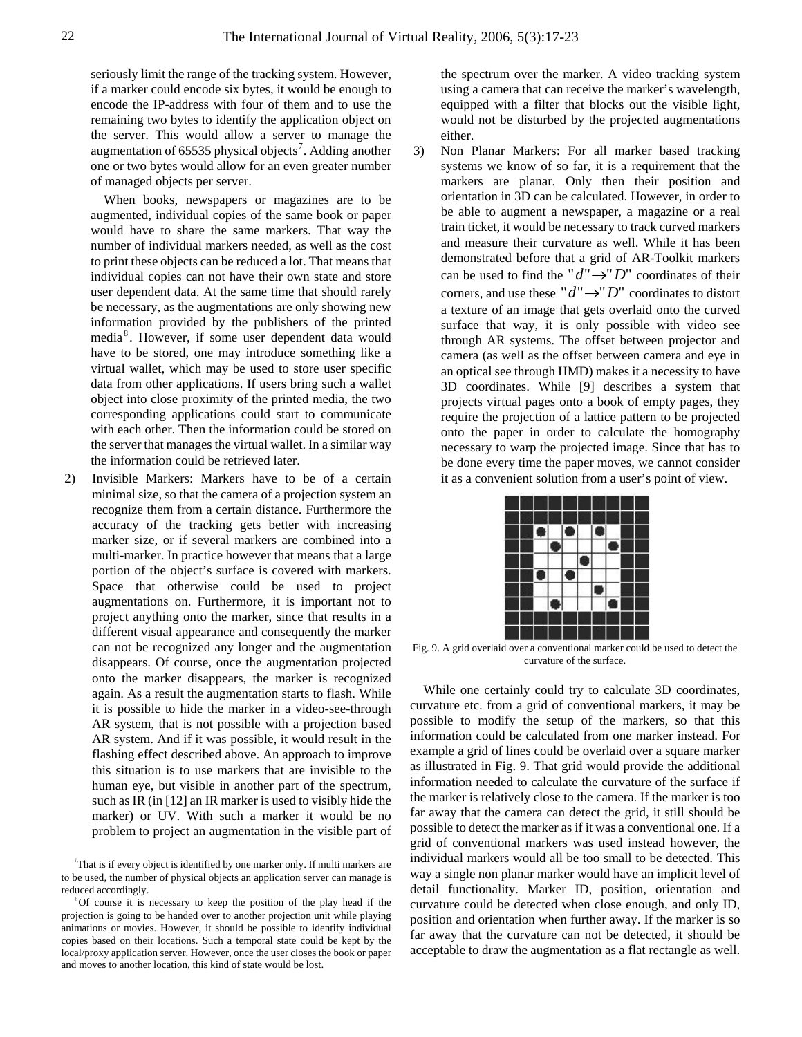seriously limit the range of the tracking system. However, if a marker could encode six bytes, it would be enough to encode the IP-address with four of them and to use the remaining two bytes to identify the application object on the server. This would allow a server to manage the augmentation of 65535 physical objects[7]. Adding another one or two bytes would allow for an even greater number of managed objects per server.

When books, newspapers or magazines are to be augmented, individual copies of the same book or paper would have to share the same markers. That way the number of individual markers needed, as well as the cost to print these objects can be reduced a lot. That means that individual copies can not have their own state and store user dependent data. At the same time that should rarely be necessary, as the augmentations are only showing new information provided by the publishers of the printed media[8]. However, if some user dependent data would have to be stored, one may introduce something like a virtual wallet, which may be used to store user specific data from other applications. If users bring such a wallet object into close proximity of the printed media, the two corresponding applications could start to communicate with each other. Then the information could be stored on the server that manages the virtual wallet. In a similar way the information could be retrieved later.

2) Invisible Markers: Markers have to be of a certain minimal size, so that the camera of a projection system an recognize them from a certain distance. Furthermore the accuracy of the tracking gets better with increasing marker size, or if several markers are combined into a multi-marker. In practice however that means that a large portion of the object's surface is covered with markers. Space that otherwise could be used to project augmentations on. Furthermore, it is important not to project anything onto the marker, since that results in a different visual appearance and consequently the marker can not be recognized any longer and the augmentation disappears. Of course, once the augmentation projected onto the marker disappears, the marker is recognized again. As a result the augmentation starts to flash. While it is possible to hide the marker in a video-see-through AR system, that is not possible with a projection based AR system. And if it was possible, it would result in the flashing effect described above. An approach to improve this situation is to use markers that are invisible to the human eye, but visible in another part of the spectrum, such as IR (in [12] an IR marker is used to visibly hide the marker) or UV. With such a marker it would be no problem to project an augmentation in the visible part of the spectrum over the marker. A video tracking system using a camera that can receive the marker's wavelength, equipped with a filter that blocks out the visible light, would not be disturbed by the projected augmentations either.

3) Non Planar Markers: For all marker based tracking systems we know of so far, it is a requirement that the markers are planar. Only then their position and orientation in 3D can be calculated. However, in order to be able to augment a newspaper, a magazine or a real train ticket, it would be necessary to track curved markers and measure their curvature as well. While it has been demonstrated before that a grid of AR-Toolkit markers can be used to find the "$d$"→"$D$" coordinates of their corners, and use these "$d$"→"$D$" coordinates to distort a texture of an image that gets overlaid onto the curved surface that way, it is only possible with video see through AR systems. The offset between projector and camera (as well as the offset between camera and eye in an optical see through HMD) makes it a necessity to have 3D coordinates. While [9] describes a system that projects virtual pages onto a book of empty pages, they require the projection of a lattice pattern to be projected onto the paper in order to calculate the homography necessary to warp the projected image. Since that has to be done every time the paper moves, we cannot consider it as a convenient solution from a user's point of view.

Fig. 9. A grid overlaid over a conventional marker could be used to detect the curvature of the surface.

While one certainly could try to calculate 3D coordinates, curvature etc. from a grid of conventional markers, it may be possible to modify the setup of the markers, so that this information could be calculated from one marker instead. For example a grid of lines could be overlaid over a square marker as illustrated in Fig. 9. That grid would provide the additional information needed to calculate the curvature of the surface if the marker is relatively close to the camera. If the marker is too far away that the camera can detect the grid, it still should be possible to detect the marker as if it was a conventional one. If a grid of conventional markers was used instead however, the individual markers would all be too small to be detected. This way a single non planar marker would have an implicit level of detail functionality. Marker ID, position, orientation and curvature could be detected when close enough, and only ID, position and orientation when further away. If the marker is so far away that the curvature can not be detected, it should be acceptable to draw the augmentation as a flat rectangle as well.

[7] That is if every object is identified by one marker only. If multi markers are to be used, the number of physical objects an application server can manage is reduced accordingly.

[8] Of course it is necessary to keep the position of the play head if the projection is going to be handed over to another projection unit while playing animations or movies. However, it should be possible to identify individual copies based on their locations. Such a temporal state could be kept by the local/proxy application server. However, once the user closes the book or paper and moves to another location, this kind of state would be lost.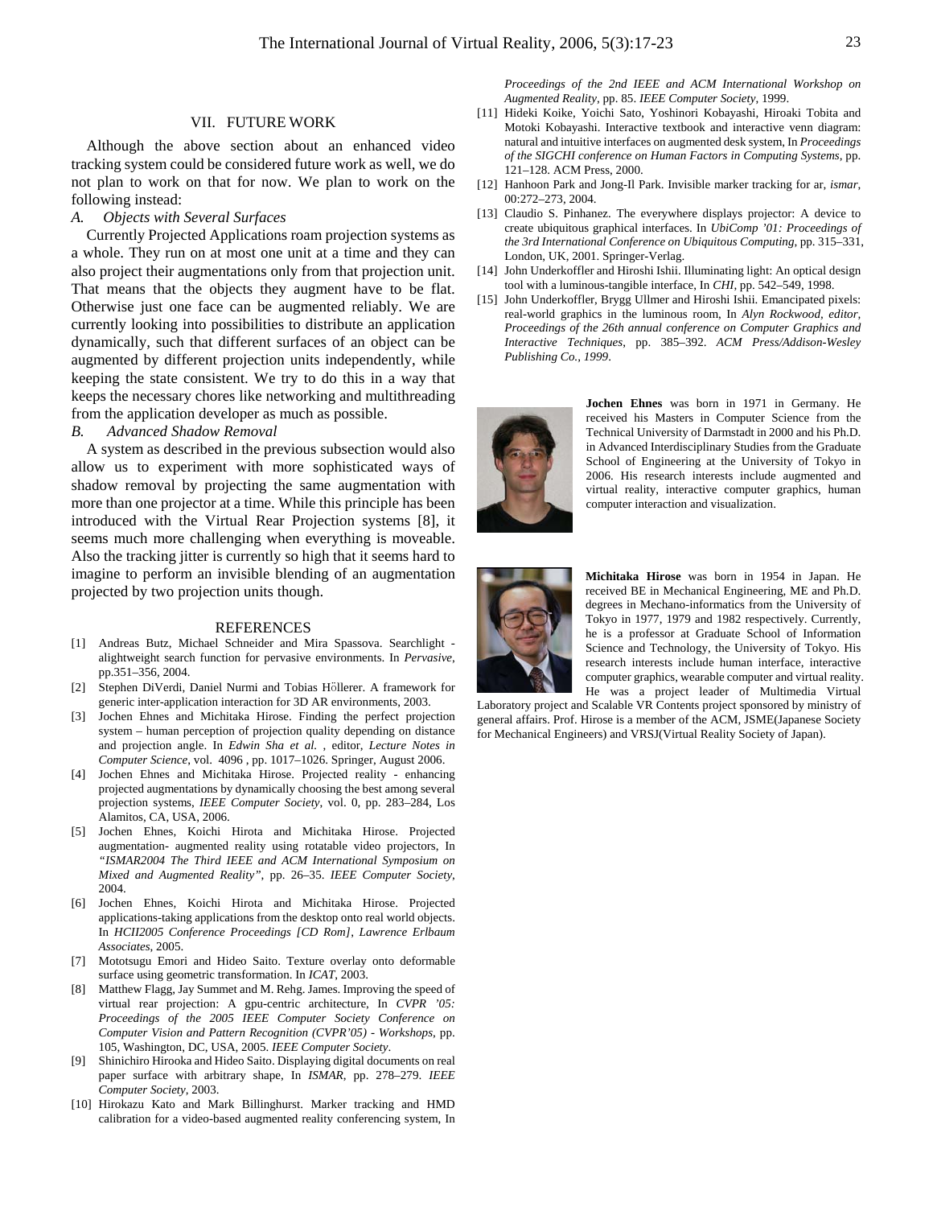## VII. FUTURE WORK

Although the above section about an enhanced video tracking system could be considered future work as well, we do not plan to work on that for now. We plan to work on the following instead:

### A. Objects with Several Surfaces

Currently Projected Applications roam projection systems as a whole. They run on at most one unit at a time and they can also project their augmentations only from that projection unit. That means that the objects they augment have to be flat. Otherwise just one face can be augmented reliably. We are currently looking into possibilities to distribute an application dynamically, such that different surfaces of an object can be augmented by different projection units independently, while keeping the state consistent. We try to do this in a way that keeps the necessary chores like networking and multithreading from the application developer as much as possible.

### B. Advanced Shadow Removal

A system as described in the previous subsection would also allow us to experiment with more sophisticated ways of shadow removal by projecting the same augmentation with more than one projector at a time. While this principle has been introduced with the Virtual Rear Projection systems [8], it seems much more challenging when everything is moveable. Also the tracking jitter is currently so high that it seems hard to imagine to perform an invisible blending of an augmentation projected by two projection units though.

## REFERENCES

[1] Andreas Butz, Michael Schneider and Mira Spassova. Searchlight - alightweight search function for pervasive environments. In *Pervasive*, pp.351–356, 2004.

[2] Stephen DiVerdi, Daniel Nurmi and Tobias Höllerer. A framework for generic inter-application interaction for 3D AR environments, 2003.

[3] Jochen Ehnes and Michitaka Hirose. Finding the perfect projection system – human perception of projection quality depending on distance and projection angle. In *Edwin Sha et al.* , editor, *Lecture Notes in Computer Science*, vol. 4096 , pp. 1017–1026. Springer, August 2006.

[4] Jochen Ehnes and Michitaka Hirose. Projected reality - enhancing projected augmentations by dynamically choosing the best among several projection systems, *IEEE Computer Society*, vol. 0, pp. 283–284, Los Alamitos, CA, USA, 2006.

[5] Jochen Ehnes, Koichi Hirota and Michitaka Hirose. Projected augmentation- augmented reality using rotatable video projectors, In *"ISMAR2004 The Third IEEE and ACM International Symposium on Mixed and Augmented Reality"*, pp. 26–35. *IEEE Computer Society*, 2004.

[6] Jochen Ehnes, Koichi Hirota and Michitaka Hirose. Projected applications-taking applications from the desktop onto real world objects. In *HCII2005 Conference Proceedings [CD Rom]*, *Lawrence Erlbaum Associates*, 2005.

[7] Mototsugu Emori and Hideo Saito. Texture overlay onto deformable surface using geometric transformation. In *ICAT*, 2003.

[8] Matthew Flagg, Jay Summet and M. Rehg. James. Improving the speed of virtual rear projection: A gpu-centric architecture, In *CVPR '05: Proceedings of the 2005 IEEE Computer Society Conference on Computer Vision and Pattern Recognition (CVPR'05) - Workshops*, pp. 105, Washington, DC, USA, 2005. *IEEE Computer Society*.

[9] Shinichiro Hirooka and Hideo Saito. Displaying digital documents on real paper surface with arbitrary shape, In *ISMAR*, pp. 278–279. *IEEE Computer Society*, 2003.

[10] Hirokazu Kato and Mark Billinghurst. Marker tracking and HMD calibration for a video-based augmented reality conferencing system, In *Proceedings of the 2nd IEEE and ACM International Workshop on Augmented Reality*, pp. 85. *IEEE Computer Society*, 1999.

[11] Hideki Koike, Yoichi Sato, Yoshinori Kobayashi, Hiroaki Tobita and Motoki Kobayashi. Interactive textbook and interactive venn diagram: natural and intuitive interfaces on augmented desk system, In *Proceedings of the SIGCHI conference on Human Factors in Computing Systems*, pp. 121–128. ACM Press, 2000.

[12] Hanhoon Park and Jong-Il Park. Invisible marker tracking for ar, *ismar*, 00:272–273, 2004.

[13] Claudio S. Pinhanez. The everywhere displays projector: A device to create ubiquitous graphical interfaces. In *UbiComp '01: Proceedings of the 3rd International Conference on Ubiquitous Computing*, pp. 315–331, London, UK, 2001. Springer-Verlag.

[14] John Underkoffler and Hiroshi Ishii. Illuminating light: An optical design tool with a luminous-tangible interface, In *CHI*, pp. 542–549, 1998.

[15] John Underkoffler, Brygg Ullmer and Hiroshi Ishii. Emancipated pixels: real-world graphics in the luminous room, In *Alyn Rockwood, editor, Proceedings of the 26th annual conference on Computer Graphics and Interactive Techniques*, pp. 385–392. *ACM Press/Addison-Wesley Publishing Co., 1999*.

**Jochen Ehnes** was born in 1971 in Germany. He received his Masters in Computer Science from the Technical University of Darmstadt in 2000 and his Ph.D. in Advanced Interdisciplinary Studies from the Graduate School of Engineering at the University of Tokyo in 2006. His research interests include augmented and virtual reality, interactive computer graphics, human computer interaction and visualization.

**Michitaka Hirose** was born in 1954 in Japan. He received BE in Mechanical Engineering, ME and Ph.D. degrees in Mechano-informatics from the University of Tokyo in 1977, 1979 and 1982 respectively. Currently, he is a professor at Graduate School of Information Science and Technology, the University of Tokyo. His research interests include human interface, interactive computer graphics, wearable computer and virtual reality. He was a project leader of Multimedia Virtual Laboratory project and Scalable VR Contents project sponsored by ministry of general affairs. Prof. Hirose is a member of the ACM, JSME(Japanese Society for Mechanical Engineers) and VRSJ(Virtual Reality Society of Japan).